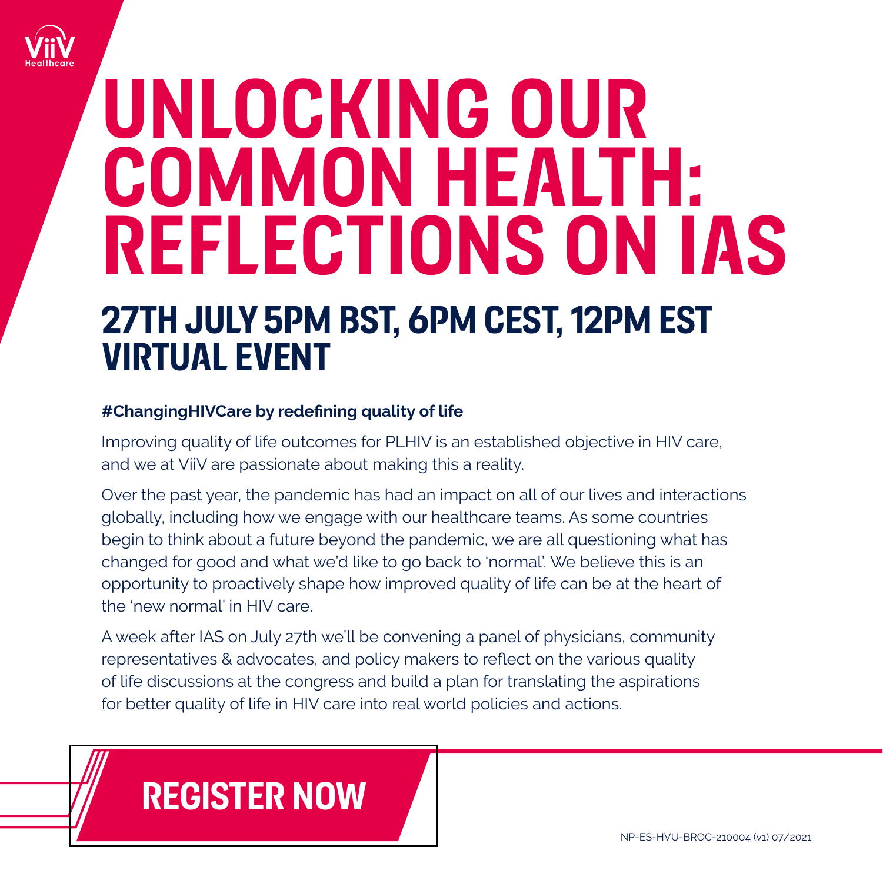ViiV Healthcare

# UNLOCKING OUR COMMON HEALTH: REFLECTIONS ON IAS

## 27TH JULY 5PM BST, 6PM CEST, 12PM EST VIRTUAL EVENT

**#ChangingHIVCare by redefining quality of life**

Improving quality of life outcomes for PLHIV is an established objective in HIV care, and we at ViiV are passionate about making this a reality.

Over the past year, the pandemic has had an impact on all of our lives and interactions globally, including how we engage with our healthcare teams. As some countries begin to think about a future beyond the pandemic, we are all questioning what has changed for good and what we'd like to go back to 'normal'. We believe this is an opportunity to proactively shape how improved quality of life can be at the heart of the 'new normal' in HIV care.

A week after IAS on July 27th we'll be convening a panel of physicians, community representatives & advocates, and policy makers to reflect on the various quality of life discussions at the congress and build a plan for translating the aspirations for better quality of life in HIV care into real world policies and actions.

**REGISTER NOW**

NP-ES-HVU-BROC-210004 (v1) 07/2021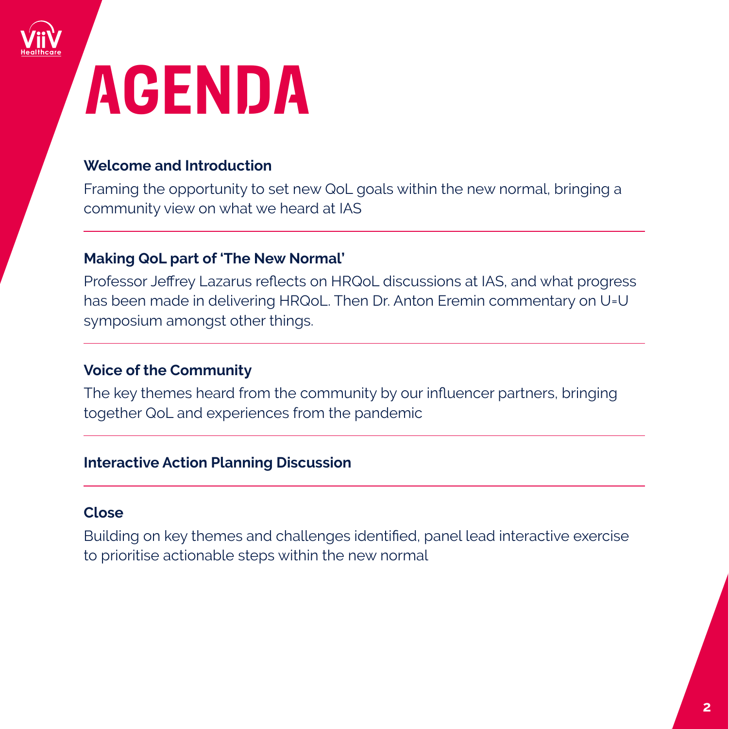# AGENDA

### Welcome and Introduction

Framing the opportunity to set new QoL goals within the new normal, bringing a community view on what we heard at IAS

---

### Making QoL part of 'The New Normal'

Professor Jeffrey Lazarus reflects on HRQoL discussions at IAS, and what progress has been made in delivering HRQoL. Then Dr. Anton Eremin commentary on U=U symposium amongst other things.

---

### Voice of the Community

The key themes heard from the community by our influencer partners, bringing together QoL and experiences from the pandemic

---

### Interactive Action Planning Discussion

---

### Close

Building on key themes and challenges identified, panel lead interactive exercise to prioritise actionable steps within the new normal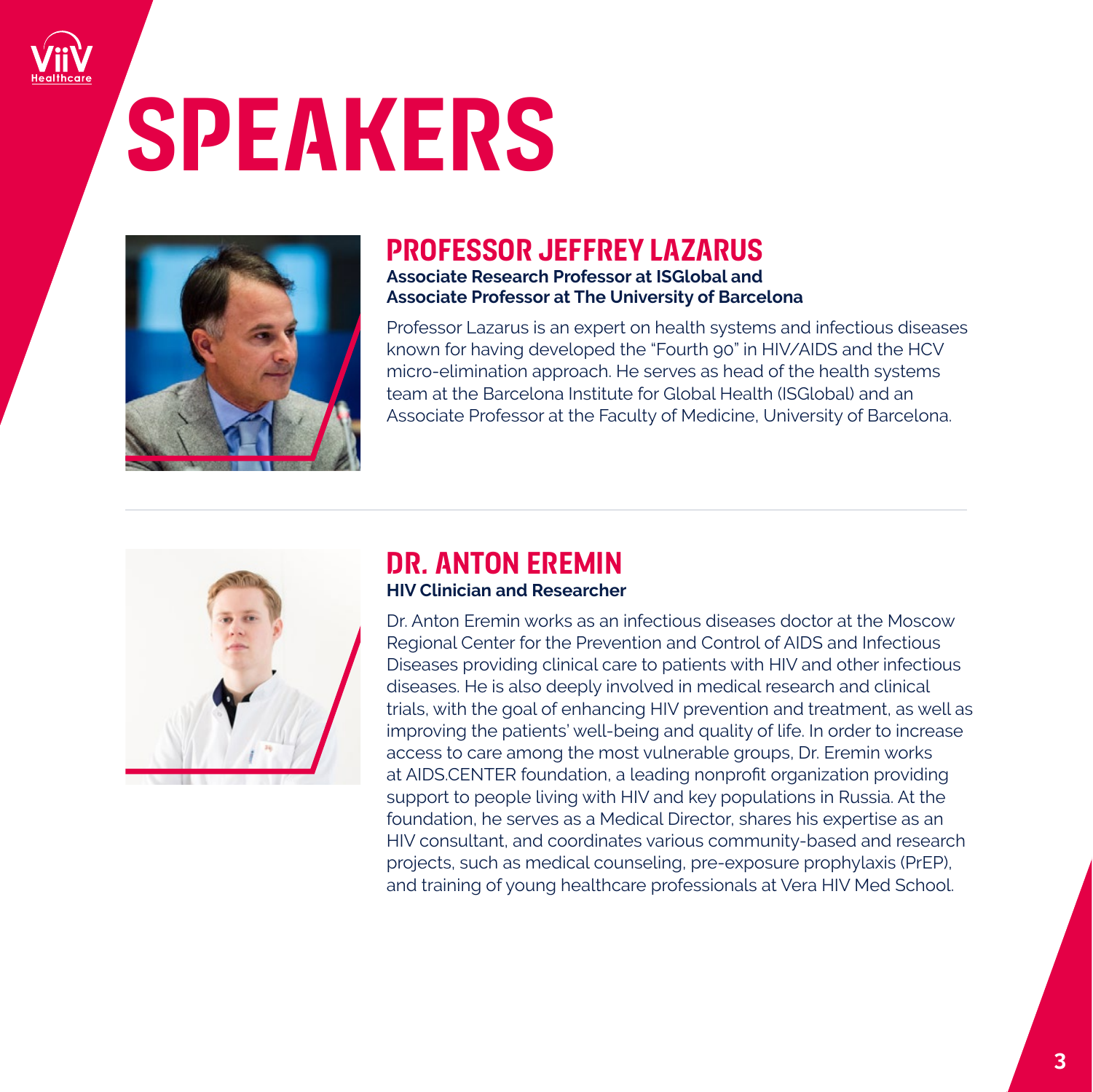# SPEAKERS

## PROFESSOR JEFFREY LAZARUS

**Associate Research Professor at ISGlobal and Associate Professor at The University of Barcelona**

Professor Lazarus is an expert on health systems and infectious diseases known for having developed the "Fourth 90" in HIV/AIDS and the HCV micro-elimination approach. He serves as head of the health systems team at the Barcelona Institute for Global Health (ISGlobal) and an Associate Professor at the Faculty of Medicine, University of Barcelona.

## DR. ANTON EREMIN

**HIV Clinician and Researcher**

Dr. Anton Eremin works as an infectious diseases doctor at the Moscow Regional Center for the Prevention and Control of AIDS and Infectious Diseases providing clinical care to patients with HIV and other infectious diseases. He is also deeply involved in medical research and clinical trials, with the goal of enhancing HIV prevention and treatment, as well as improving the patients' well-being and quality of life. In order to increase access to care among the most vulnerable groups, Dr. Eremin works at AIDS.CENTER foundation, a leading nonprofit organization providing support to people living with HIV and key populations in Russia. At the foundation, he serves as a Medical Director, shares his expertise as an HIV consultant, and coordinates various community-based and research projects, such as medical counseling, pre-exposure prophylaxis (PrEP), and training of young healthcare professionals at Vera HIV Med School.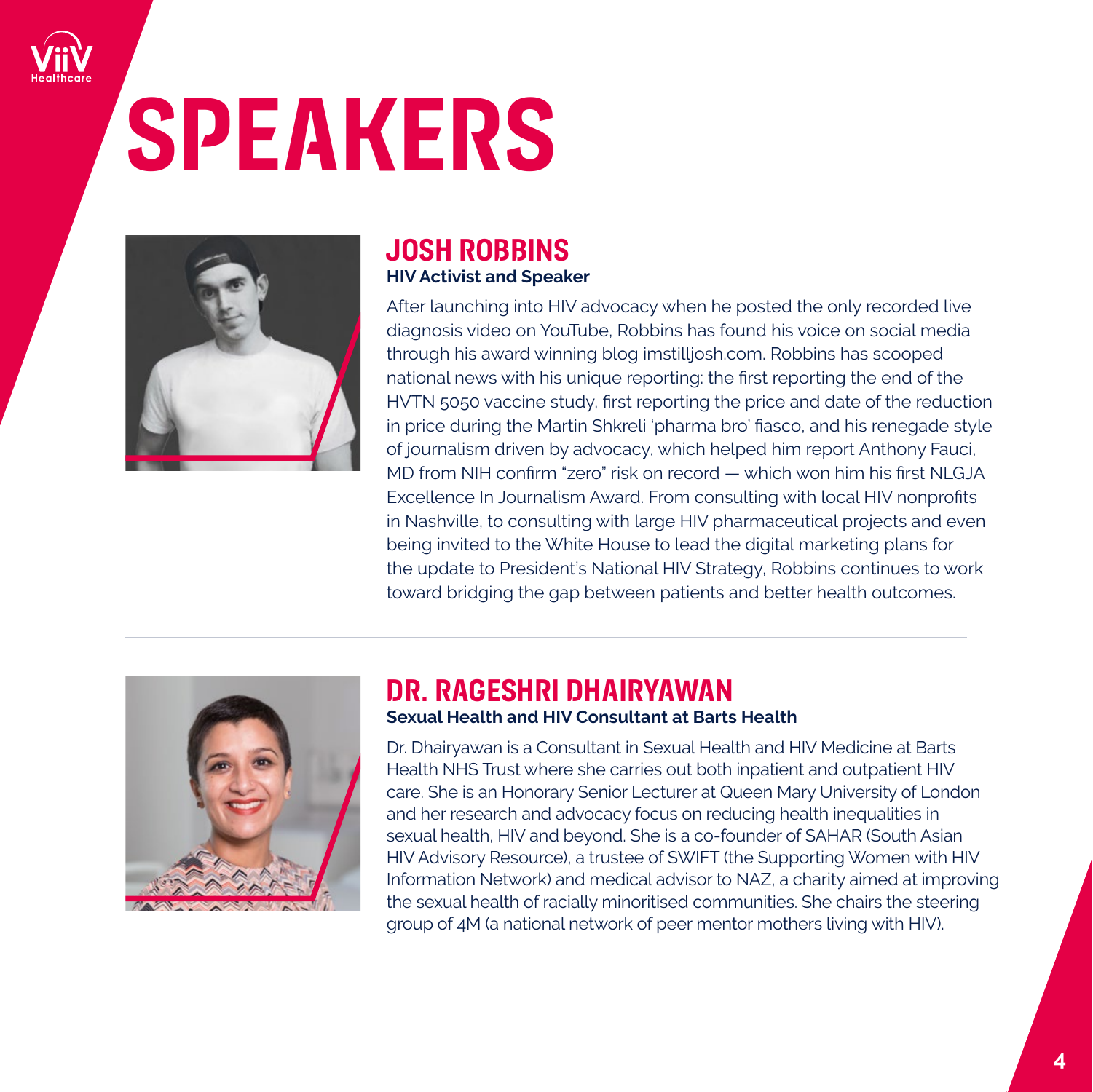# SPEAKERS

## JOSH ROBBINS

**HIV Activist and Speaker**

After launching into HIV advocacy when he posted the only recorded live diagnosis video on YouTube, Robbins has found his voice on social media through his award winning blog imstilljosh.com. Robbins has scooped national news with his unique reporting: the first reporting the end of the HVTN 5050 vaccine study, first reporting the price and date of the reduction in price during the Martin Shkreli 'pharma bro' fiasco, and his renegade style of journalism driven by advocacy, which helped him report Anthony Fauci, MD from NIH confirm "zero" risk on record — which won him his first NLGJA Excellence In Journalism Award. From consulting with local HIV nonprofits in Nashville, to consulting with large HIV pharmaceutical projects and even being invited to the White House to lead the digital marketing plans for the update to President's National HIV Strategy, Robbins continues to work toward bridging the gap between patients and better health outcomes.

---

## DR. RAGESHRI DHAIRYAWAN

**Sexual Health and HIV Consultant at Barts Health**

Dr. Dhairyawan is a Consultant in Sexual Health and HIV Medicine at Barts Health NHS Trust where she carries out both inpatient and outpatient HIV care. She is an Honorary Senior Lecturer at Queen Mary University of London and her research and advocacy focus on reducing health inequalities in sexual health, HIV and beyond. She is a co-founder of SAHAR (South Asian HIV Advisory Resource), a trustee of SWIFT (the Supporting Women with HIV Information Network) and medical advisor to NAZ, a charity aimed at improving the sexual health of racially minoritised communities. She chairs the steering group of 4M (a national network of peer mentor mothers living with HIV).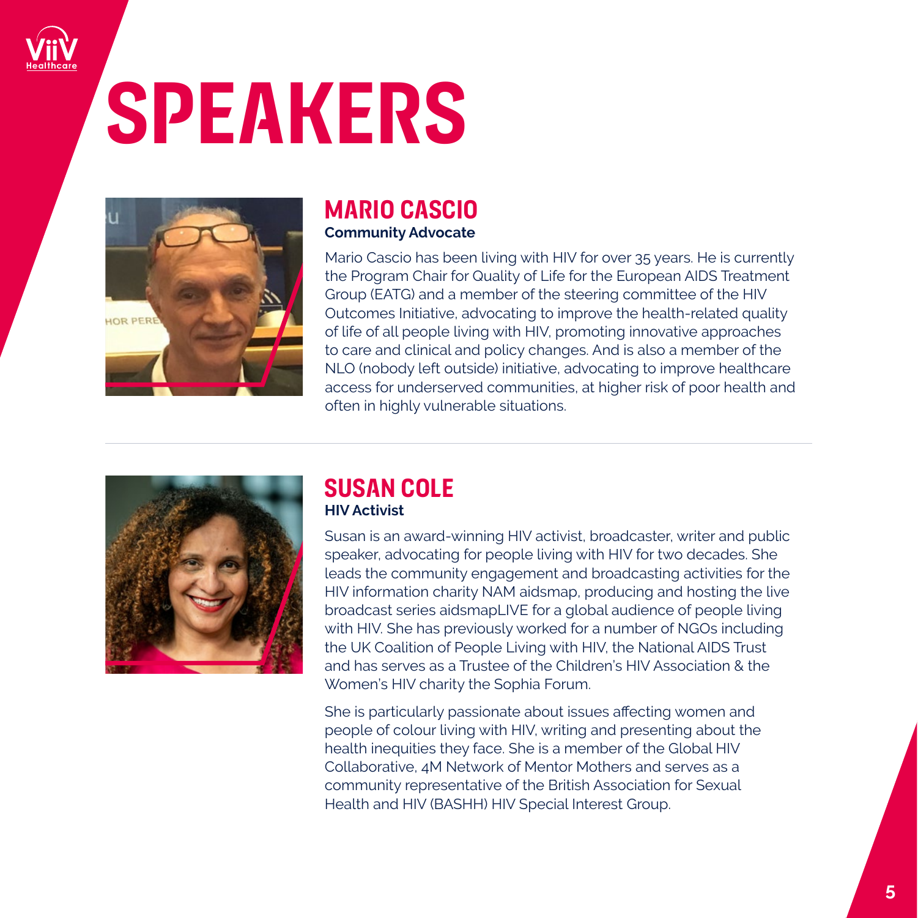# SPEAKERS

## MARIO CASCIO

**Community Advocate**

Mario Cascio has been living with HIV for over 35 years. He is currently the Program Chair for Quality of Life for the European AIDS Treatment Group (EATG) and a member of the steering committee of the HIV Outcomes Initiative, advocating to improve the health-related quality of life of all people living with HIV, promoting innovative approaches to care and clinical and policy changes. And is also a member of the NLO (nobody left outside) initiative, advocating to improve healthcare access for underserved communities, at higher risk of poor health and often in highly vulnerable situations.

## SUSAN COLE

**HIV Activist**

Susan is an award-winning HIV activist, broadcaster, writer and public speaker, advocating for people living with HIV for two decades. She leads the community engagement and broadcasting activities for the HIV information charity NAM aidsmap, producing and hosting the live broadcast series aidsmapLIVE for a global audience of people living with HIV. She has previously worked for a number of NGOs including the UK Coalition of People Living with HIV, the National AIDS Trust and has serves as a Trustee of the Children's HIV Association & the Women's HIV charity the Sophia Forum.

She is particularly passionate about issues affecting women and people of colour living with HIV, writing and presenting about the health inequities they face. She is a member of the Global HIV Collaborative, 4M Network of Mentor Mothers and serves as a community representative of the British Association for Sexual Health and HIV (BASHH) HIV Special Interest Group.